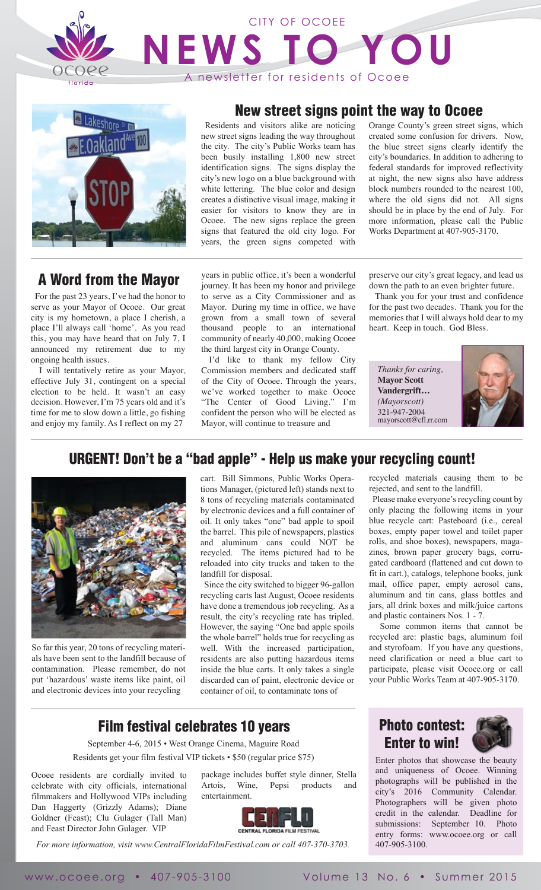# CITY OF OCOEE NEWS TO YOU

A newsletter for residents of Ocoee

## New street signs point the way to Ocoee

Residents and visitors alike are noticing new street signs leading the way throughout the city. The city's Public Works team has been busily installing 1,800 new street identification signs. The signs display the city's new logo on a blue background with white lettering. The blue color and design creates a distinctive visual image, making it easier for visitors to know they are in Ocoee. The new signs replace the green signs that featured the old city logo. For years, the green signs competed with Orange County's green street signs, which created some confusion for drivers. Now, the blue street signs clearly identify the city's boundaries. In addition to adhering to federal standards for improved reflectivity at night, the new signs also have address block numbers rounded to the nearest 100, where the old signs did not. All signs should be in place by the end of July. For more information, please call the Public Works Department at 407-905-3170.

## A Word from the Mayor

For the past 23 years, I've had the honor to serve as your Mayor of Ocoee. Our great city is my hometown, a place I cherish, a place I'll always call 'home'. As you read this, you may have heard that on July 7, I announced my retirement due to my ongoing health issues.

I will tentatively retire as your Mayor, effective July 31, contingent on a special election to be held. It wasn't an easy decision. However, I'm 75 years old and it's time for me to slow down a little, go fishing and enjoy my family. As I reflect on my 27 years in public office, it's been a wonderful journey. It has been my honor and privilege to serve as a City Commissioner and as Mayor. During my time in office, we have grown from a small town of several thousand people to an international community of nearly 40,000, making Ocoee the third largest city in Orange County.

I'd like to thank my fellow City Commission members and dedicated staff of the City of Ocoee. Through the years, we've worked together to make Ocoee "The Center of Good Living." I'm confident the person who will be elected as Mayor, will continue to treasure and preserve our city's great legacy, and lead us down the path to an even brighter future.

Thank you for your trust and confidence for the past two decades. Thank you for the memories that I will always hold dear to my heart. Keep in touch. God Bless.

*Thanks for caring,*
**Mayor Scott Vandergrift…**
*(Mayorscott)*
321-947-2004
mayorscott@cfl.rr.com

## URGENT! Don't be a "bad apple" - Help us make your recycling count!

So far this year, 20 tons of recycling materials have been sent to the landfill because of contamination. Please remember, do not put 'hazardous' waste items like paint, oil and electronic devices into your recycling cart. Bill Simmons, Public Works Operations Manager, (pictured left) stands next to 8 tons of recycling materials contaminated by electronic devices and a full container of oil. It only takes "one" bad apple to spoil the barrel. This pile of newspapers, plastics and aluminum cans could NOT be recycled. The items pictured had to be reloaded into city trucks and taken to the landfill for disposal.

Since the city switched to bigger 96-gallon recycling carts last August, Ocoee residents have done a tremendous job recycling. As a result, the city's recycling rate has tripled. However, the saying "One bad apple spoils the whole barrel" holds true for recycling as well. With the increased participation, residents are also putting hazardous items inside the blue carts. It only takes a single discarded can of paint, electronic device or container of oil, to contaminate tons of recycled materials causing them to be rejected, and sent to the landfill.

Please make everyone's recycling count by only placing the following items in your blue recycle cart: Pasteboard (i.e., cereal boxes, empty paper towel and toilet paper rolls, and shoe boxes), newspapers, magazines, brown paper grocery bags, corrugated cardboard (flattened and cut down to fit in cart.), catalogs, telephone books, junk mail, office paper, empty aerosol cans, aluminum and tin cans, glass bottles and jars, all drink boxes and milk/juice cartons and plastic containers Nos. 1 - 7.

Some common items that cannot be recycled are: plastic bags, aluminum foil and styrofoam. If you have any questions, need clarification or need a blue cart to participate, please visit Ocoee.org or call your Public Works Team at 407-905-3170.

## Film festival celebrates 10 years

September 4-6, 2015 • West Orange Cinema, Maguire Road

Residents get your film festival VIP tickets • $50 (regular price $75)

Ocoee residents are cordially invited to celebrate with city officials, international filmmakers and Hollywood VIPs including Dan Haggerty (Grizzly Adams); Diane Goldner (Feast); Clu Gulager (Tall Man) and Feast Director John Gulager. VIP package includes buffet style dinner, Stella Artois, Wine, Pepsi products and entertainment.

CENFLO CENTRAL FLORIDA FILM FESTIVAL

*For more information, visit www.CentralFloridaFilmFestival.com or call 407-370-3703.*

## Photo contest: Enter to win!

Enter photos that showcase the beauty and uniqueness of Ocoee. Winning photographs will be published in the city's 2016 Community Calendar. Photographers will be given photo credit in the calendar. Deadline for submissions: September 10. Photo entry forms: www.ocoee.org or call 407-905-3100.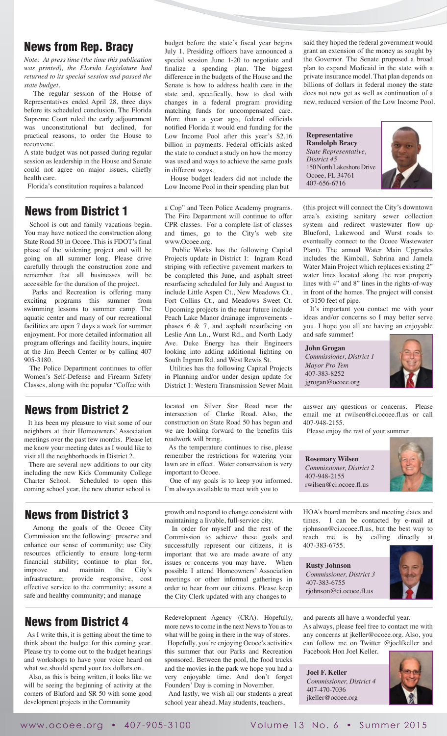## News from Rep. Bracy

*Note: At press time (the time this publication was printed), the Florida Legislature had returned to its special session and passed the state budget.*

The regular session of the House of Representatives ended April 28, three days before its scheduled conclusion. The Florida Supreme Court ruled the early adjournment was unconstitutional but declined, for practical reasons, to order the House to reconvene.

A state budget was not passed during regular session as leadership in the House and Senate could not agree on major issues, chiefly health care.

Florida's constitution requires a balanced budget before the state's fiscal year begins July 1. Presiding officers have announced a special session June 1-20 to negotiate and finalize a spending plan. The biggest difference in the budgets of the House and the Senate is how to address health care in the state and, specifically, how to deal with changes in a federal program providing matching funds for uncompensated care. More than a year ago, federal officials notified Florida it would end funding for the Low Income Pool after this year's $2.16 billion in payments. Federal officials asked the state to conduct a study on how the money was used and ways to achieve the same goals in different ways.

House budget leaders did not include the Low Income Pool in their spending plan but said they hoped the federal government would grant an extension of the money as sought by the Governor. The Senate proposed a broad plan to expand Medicaid in the state with a private insurance model. That plan depends on billions of dollars in federal money the state does not now get as well as continuation of a new, reduced version of the Low Income Pool.

**Representative Randolph Bracy**
*State Representative, District 45*
150 North Lakeshore Drive
Ocoee, FL 34761
407-656-6716

## News from District 1

School is out and family vacations begin. You may have noticed the construction along State Road 50 in Ocoee. This is FDOT's final phase of the widening project and will be going on all summer long. Please drive carefully through the construction zone and remember that all businesses will be accessible for the duration of the project.

Parks and Recreation is offering many exciting programs this summer from swimming lessons to summer camp. The aquatic center and many of our recreational facilities are open 7 days a week for summer enjoyment. For more detailed information all program offerings and facility hours, inquire at the Jim Beech Center or by calling 407 905-3180.

The Police Department continues to offer Women's Self-Defense and Firearm Safety Classes, along with the popular "Coffee with a Cop" and Teen Police Academy programs. The Fire Department will continue to offer CPR classes. For a complete list of classes and times, go to the City's web site www.Ocoee.org.

Public Works has the following Capital Projects update in District 1: Ingram Road striping with reflective pavement markers to be completed this June, and asphalt street resurfacing scheduled for July and August to include Little Aspen Ct., New Meadows Ct., Fort Collins Ct., and Meadows Sweet Ct. Upcoming projects in the near future include Peach Lake Manor drainage improvements - phases 6 & 7, and asphalt resurfacing on Leslie Ann Ln., Wurst Rd., and North Lady Ave. Duke Energy has their Engineers looking into adding additional lighting on South Ingram Rd. and West Rewis St.

Utilities has the following Capital Projects in Planning and/or under design update for District 1: Western Transmission Sewer Main (this project will connect the City's downtown area's existing sanitary sewer collection system and redirect wastewater flow up Blueford, Lakewood and Wurst roads to eventually connect to the Ocoee Wastewater Plant). The annual Water Main Upgrades includes the Kimball, Sabrina and Jamela Water Main Project which replaces existing 2" water lines located along the rear property lines with 4" and 8" lines in the rights-of-way in front of the homes. The project will consist of 3150 feet of pipe.

It's important you contact me with your ideas and/or concerns so I may better serve you. I hope you all are having an enjoyable and safe summer!

**John Grogan**
*Commissioner, District 1*
*Mayor Pro Tem*
407-383-8252
jgrogan@ocoee.org

## News from District 2

It has been my pleasure to visit some of our neighbors at their Homeowners' Association meetings over the past few months. Please let me know your meeting dates as I would like to visit all the neighborhoods in District 2.

There are several new additions to our city including the new Kids Community College Charter School. Scheduled to open this coming school year, the new charter school is located on Silver Star Road near the intersection of Clarke Road. Also, the construction on State Road 50 has begun and we are looking forward to the benefits this roadwork will bring.

As the temperature continues to rise, please remember the restrictions for watering your lawn are in effect. Water conservation is very important to Ocoee.

One of my goals is to keep you informed. I'm always available to meet with you to answer any questions or concerns. Please email me at rwilsen@ci.ocoee.fl.us or call 407-948-2155.

Please enjoy the rest of your summer.

**Rosemary Wilsen**
*Commissioner, District 2*
407-948-2155
rwilsen@ci.ocoee.fl.us

## News from District 3

Among the goals of the Ocoee City Commission are the following: preserve and enhance our sense of community; use City resources efficiently to ensure long-term financial stability; continue to plan for, improve and maintain the City's infrastructure; provide responsive, cost effective service to the community; assure a safe and healthy community; and manage growth and respond to change consistent with maintaining a livable, full-service city.

In order for myself and the rest of the Commission to achieve these goals and successfully represent our citizens, it is important that we are made aware of any issues or concerns you may have. When possible I attend Homeowners' Association meetings or other informal gatherings in order to hear from our citizens. Please keep the City Clerk updated with any changes to HOA's board members and meeting dates and times. I can be contacted by e-mail at rjohnson@ci.ocoee.fl.us, but the best way to reach me is by calling directly at 407-383-6755.

**Rusty Johnson**
*Commissioner, District 3*
407-383-6755
rjohnson@ci.ocoee.fl.us

## News from District 4

As I write this, it is getting about the time to think about the budget for this coming year. Please try to come out to the budget hearings and workshops to have your voice heard on what we should spend your tax dollars on.

Also, as this is being written, it looks like we will be seeing the beginning of activity at the corners of Bluford and SR 50 with some good development projects in the Community Redevelopment Agency (CRA). Hopefully, more news to come in the next News to You as to what will be going in there in the way of stores.

Hopefully, you're enjoying Ocoee's activities this summer that our Parks and Recreation sponsored. Between the pool, the food trucks and the movies in the park we hope you had a very enjoyable time. And don't forget Founders' Day is coming in November.

And lastly, we wish all our students a great school year ahead. May students, teachers, and parents all have a wonderful year.

As always, please feel free to contact me with any concerns at jkeller@ocoee.org. Also, you can follow me on Twitter @joelfkeller and Facebook Hon Joel Keller.

**Joel F. Keller**
*Commissioner, District 4*
407-470-7036
jkeller@ocoee.org

www.ocoee.org • 407-905-3100